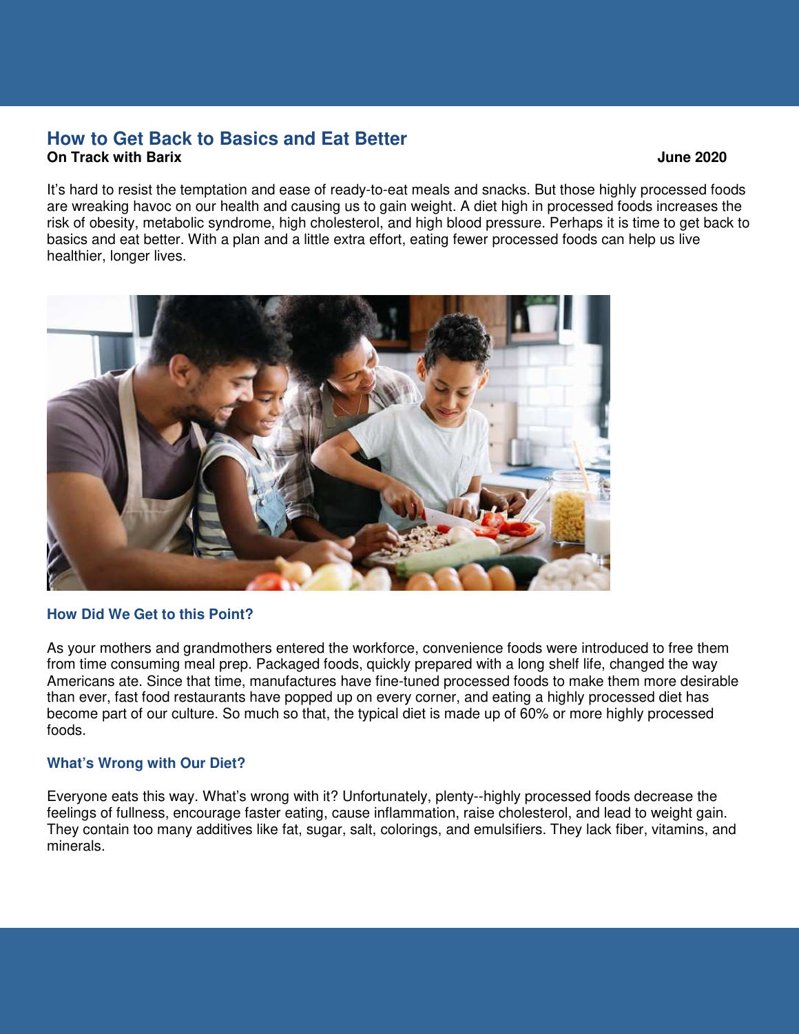# How to Get Back to Basics and Eat Better

**On Track with Barix** **June 2020**

It's hard to resist the temptation and ease of ready-to-eat meals and snacks. But those highly processed foods are wreaking havoc on our health and causing us to gain weight. A diet high in processed foods increases the risk of obesity, metabolic syndrome, high cholesterol, and high blood pressure. Perhaps it is time to get back to basics and eat better. With a plan and a little extra effort, eating fewer processed foods can help us live healthier, longer lives.

## How Did We Get to this Point?

As your mothers and grandmothers entered the workforce, convenience foods were introduced to free them from time consuming meal prep. Packaged foods, quickly prepared with a long shelf life, changed the way Americans ate. Since that time, manufactures have fine-tuned processed foods to make them more desirable than ever, fast food restaurants have popped up on every corner, and eating a highly processed diet has become part of our culture. So much so that, the typical diet is made up of 60% or more highly processed foods.

## What's Wrong with Our Diet?

Everyone eats this way. What's wrong with it? Unfortunately, plenty--highly processed foods decrease the feelings of fullness, encourage faster eating, cause inflammation, raise cholesterol, and lead to weight gain. They contain too many additives like fat, sugar, salt, colorings, and emulsifiers. They lack fiber, vitamins, and minerals.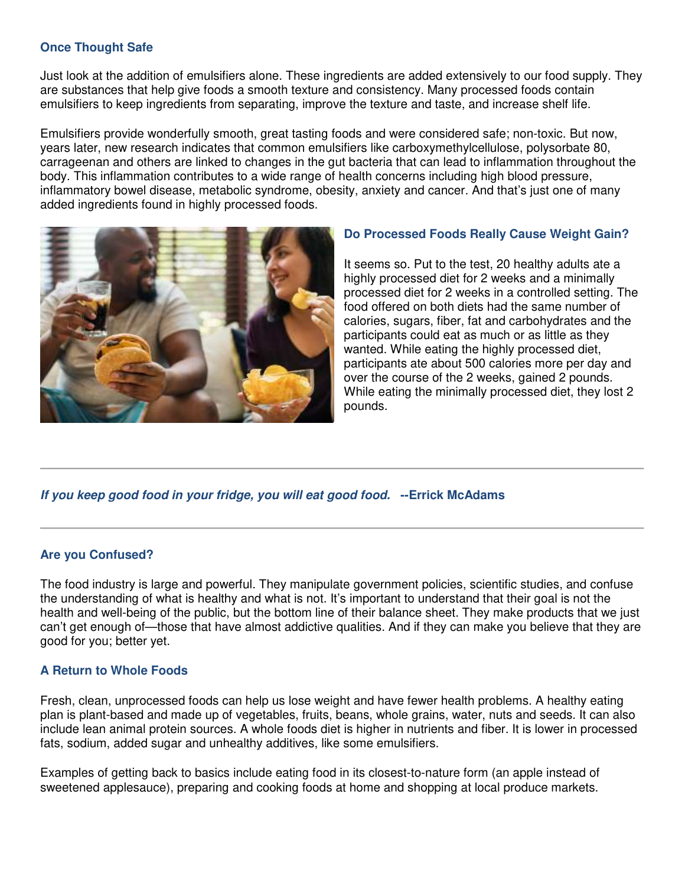### Once Thought Safe

Just look at the addition of emulsifiers alone. These ingredients are added extensively to our food supply. They are substances that help give foods a smooth texture and consistency. Many processed foods contain emulsifiers to keep ingredients from separating, improve the texture and taste, and increase shelf life.

Emulsifiers provide wonderfully smooth, great tasting foods and were considered safe; non-toxic. But now, years later, new research indicates that common emulsifiers like carboxymethylcellulose, polysorbate 80, carrageenan and others are linked to changes in the gut bacteria that can lead to inflammation throughout the body. This inflammation contributes to a wide range of health concerns including high blood pressure, inflammatory bowel disease, metabolic syndrome, obesity, anxiety and cancer. And that's just one of many added ingredients found in highly processed foods.

### Do Processed Foods Really Cause Weight Gain?

It seems so. Put to the test, 20 healthy adults ate a highly processed diet for 2 weeks and a minimally processed diet for 2 weeks in a controlled setting. The food offered on both diets had the same number of calories, sugars, fiber, fat and carbohydrates and the participants could eat as much or as little as they wanted. While eating the highly processed diet, participants ate about 500 calories more per day and over the course of the 2 weeks, gained 2 pounds. While eating the minimally processed diet, they lost 2 pounds.

---

***If you keep good food in your fridge, you will eat good food.*** **--Errick McAdams**

---

### Are you Confused?

The food industry is large and powerful. They manipulate government policies, scientific studies, and confuse the understanding of what is healthy and what is not. It's important to understand that their goal is not the health and well-being of the public, but the bottom line of their balance sheet. They make products that we just can't get enough of—those that have almost addictive qualities. And if they can make you believe that they are good for you; better yet.

### A Return to Whole Foods

Fresh, clean, unprocessed foods can help us lose weight and have fewer health problems. A healthy eating plan is plant-based and made up of vegetables, fruits, beans, whole grains, water, nuts and seeds. It can also include lean animal protein sources. A whole foods diet is higher in nutrients and fiber. It is lower in processed fats, sodium, added sugar and unhealthy additives, like some emulsifiers.

Examples of getting back to basics include eating food in its closest-to-nature form (an apple instead of sweetened applesauce), preparing and cooking foods at home and shopping at local produce markets.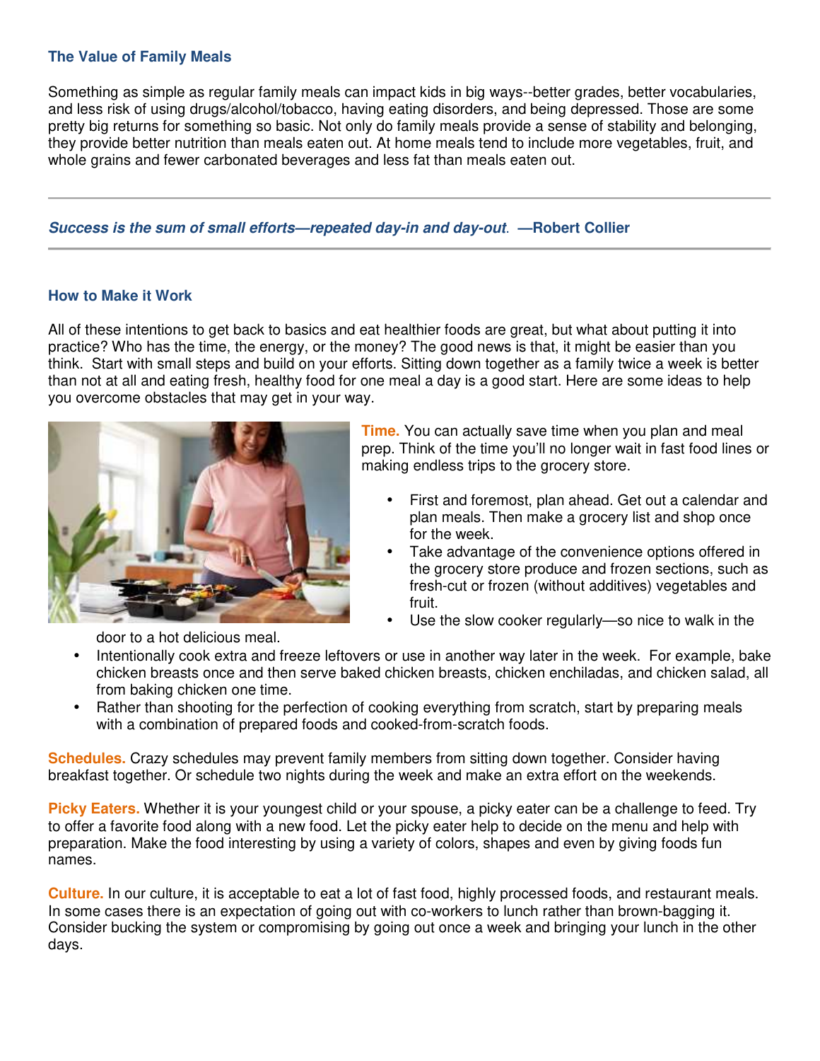### The Value of Family Meals

Something as simple as regular family meals can impact kids in big ways--better grades, better vocabularies, and less risk of using drugs/alcohol/tobacco, having eating disorders, and being depressed. Those are some pretty big returns for something so basic. Not only do family meals provide a sense of stability and belonging, they provide better nutrition than meals eaten out. At home meals tend to include more vegetables, fruit, and whole grains and fewer carbonated beverages and less fat than meals eaten out.

---

***Success is the sum of small efforts—repeated day-in and day-out*. —Robert Collier**

---

### How to Make it Work

All of these intentions to get back to basics and eat healthier foods are great, but what about putting it into practice? Who has the time, the energy, or the money? The good news is that, it might be easier than you think. Start with small steps and build on your efforts. Sitting down together as a family twice a week is better than not at all and eating fresh, healthy food for one meal a day is a good start. Here are some ideas to help you overcome obstacles that may get in your way.

**Time.** You can actually save time when you plan and meal prep. Think of the time you'll no longer wait in fast food lines or making endless trips to the grocery store.

- First and foremost, plan ahead. Get out a calendar and plan meals. Then make a grocery list and shop once for the week.
- Take advantage of the convenience options offered in the grocery store produce and frozen sections, such as fresh-cut or frozen (without additives) vegetables and fruit.
- Use the slow cooker regularly—so nice to walk in the door to a hot delicious meal.
- Intentionally cook extra and freeze leftovers or use in another way later in the week. For example, bake chicken breasts once and then serve baked chicken breasts, chicken enchiladas, and chicken salad, all from baking chicken one time.
- Rather than shooting for the perfection of cooking everything from scratch, start by preparing meals with a combination of prepared foods and cooked-from-scratch foods.

**Schedules.** Crazy schedules may prevent family members from sitting down together. Consider having breakfast together. Or schedule two nights during the week and make an extra effort on the weekends.

**Picky Eaters.** Whether it is your youngest child or your spouse, a picky eater can be a challenge to feed. Try to offer a favorite food along with a new food. Let the picky eater help to decide on the menu and help with preparation. Make the food interesting by using a variety of colors, shapes and even by giving foods fun names.

**Culture.** In our culture, it is acceptable to eat a lot of fast food, highly processed foods, and restaurant meals. In some cases there is an expectation of going out with co-workers to lunch rather than brown-bagging it. Consider bucking the system or compromising by going out once a week and bringing your lunch in the other days.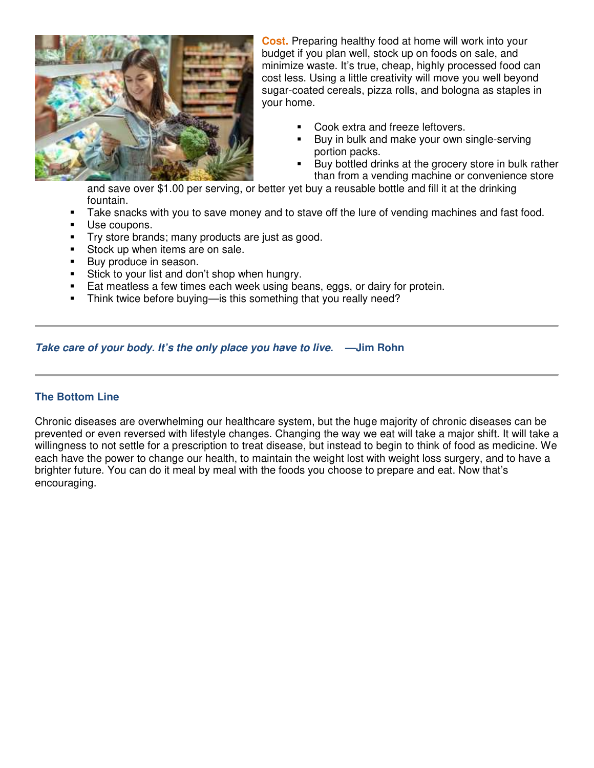**Cost.** Preparing healthy food at home will work into your budget if you plan well, stock up on foods on sale, and minimize waste. It's true, cheap, highly processed food can cost less. Using a little creativity will move you well beyond sugar-coated cereals, pizza rolls, and bologna as staples in your home.

- Cook extra and freeze leftovers.
- Buy in bulk and make your own single-serving portion packs.
- Buy bottled drinks at the grocery store in bulk rather than from a vending machine or convenience store and save over $1.00 per serving, or better yet buy a reusable bottle and fill it at the drinking fountain.
- Take snacks with you to save money and to stave off the lure of vending machines and fast food.
- Use coupons.
- Try store brands; many products are just as good.
- Stock up when items are on sale.
- Buy produce in season.
- Stick to your list and don't shop when hungry.
- Eat meatless a few times each week using beans, eggs, or dairy for protein.
- Think twice before buying—is this something that you really need?

---

***Take care of your body. It's the only place you have to live.*** **—Jim Rohn**

---

### The Bottom Line

Chronic diseases are overwhelming our healthcare system, but the huge majority of chronic diseases can be prevented or even reversed with lifestyle changes. Changing the way we eat will take a major shift. It will take a willingness to not settle for a prescription to treat disease, but instead to begin to think of food as medicine. We each have the power to change our health, to maintain the weight lost with weight loss surgery, and to have a brighter future. You can do it meal by meal with the foods you choose to prepare and eat. Now that's encouraging.